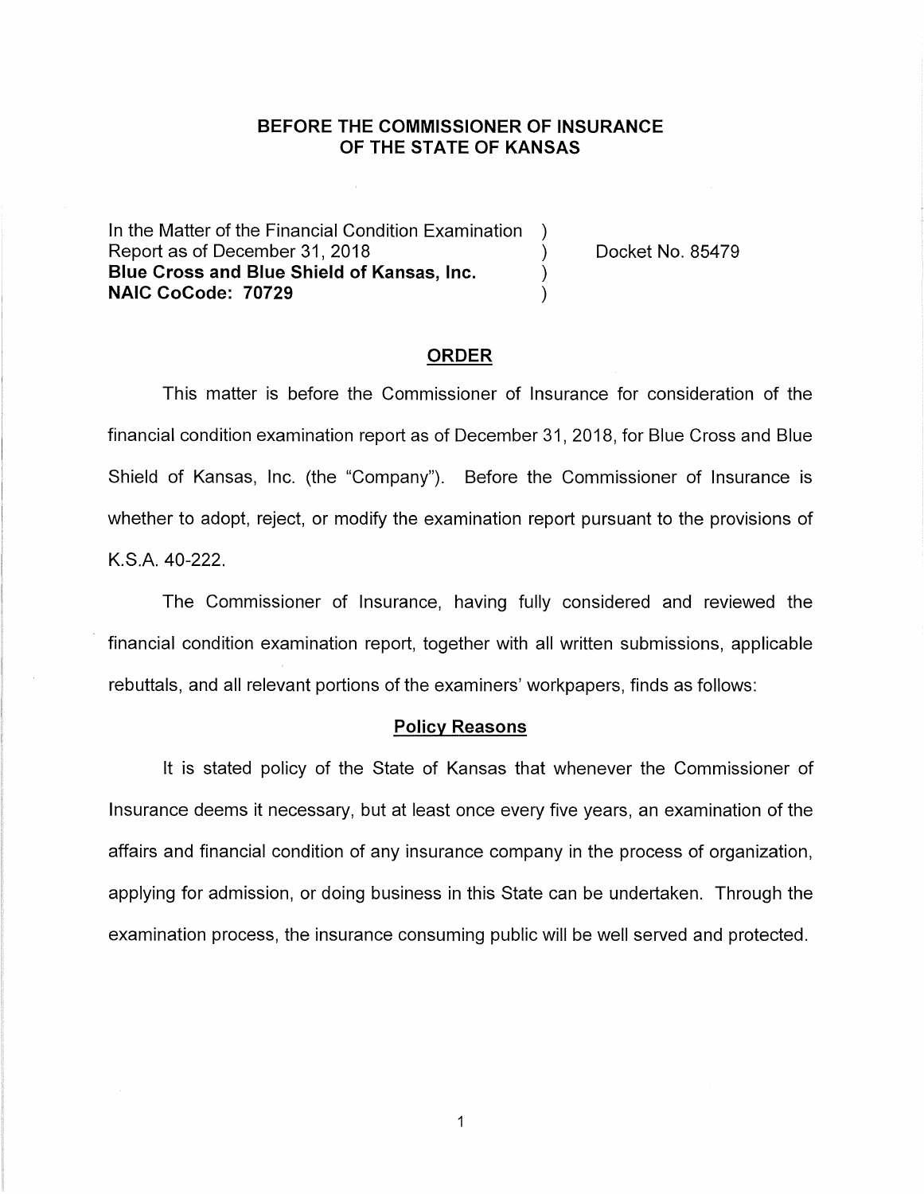# BEFORE THE COMMISSIONER OF INSURANCE OF THE STATE OF KANSAS

In the Matter of the Financial Condition Examination )
Report as of December 31, 2018 ) Docket No. 85479
**Blue Cross and Blue Shield of Kansas, Inc.** )
**NAIC CoCode: 70729** )

## ORDER

This matter is before the Commissioner of Insurance for consideration of the financial condition examination report as of December 31, 2018, for Blue Cross and Blue Shield of Kansas, Inc. (the "Company"). Before the Commissioner of Insurance is whether to adopt, reject, or modify the examination report pursuant to the provisions of K.S.A. 40-222.

The Commissioner of Insurance, having fully considered and reviewed the financial condition examination report, together with all written submissions, applicable rebuttals, and all relevant portions of the examiners' workpapers, finds as follows:

### Policy Reasons

It is stated policy of the State of Kansas that whenever the Commissioner of Insurance deems it necessary, but at least once every five years, an examination of the affairs and financial condition of any insurance company in the process of organization, applying for admission, or doing business in this State can be undertaken. Through the examination process, the insurance consuming public will be well served and protected.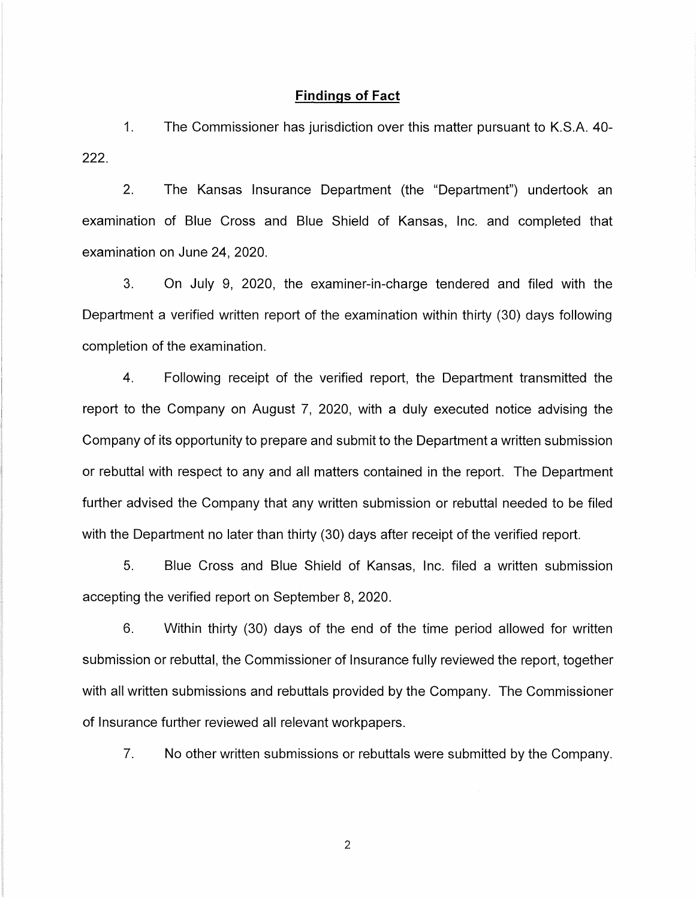## Findings of Fact

1. The Commissioner has jurisdiction over this matter pursuant to K.S.A. 40-222.

2. The Kansas Insurance Department (the "Department") undertook an examination of Blue Cross and Blue Shield of Kansas, Inc. and completed that examination on June 24, 2020.

3. On July 9, 2020, the examiner-in-charge tendered and filed with the Department a verified written report of the examination within thirty (30) days following completion of the examination.

4. Following receipt of the verified report, the Department transmitted the report to the Company on August 7, 2020, with a duly executed notice advising the Company of its opportunity to prepare and submit to the Department a written submission or rebuttal with respect to any and all matters contained in the report. The Department further advised the Company that any written submission or rebuttal needed to be filed with the Department no later than thirty (30) days after receipt of the verified report.

5. Blue Cross and Blue Shield of Kansas, Inc. filed a written submission accepting the verified report on September 8, 2020.

6. Within thirty (30) days of the end of the time period allowed for written submission or rebuttal, the Commissioner of Insurance fully reviewed the report, together with all written submissions and rebuttals provided by the Company. The Commissioner of Insurance further reviewed all relevant workpapers.

7. No other written submissions or rebuttals were submitted by the Company.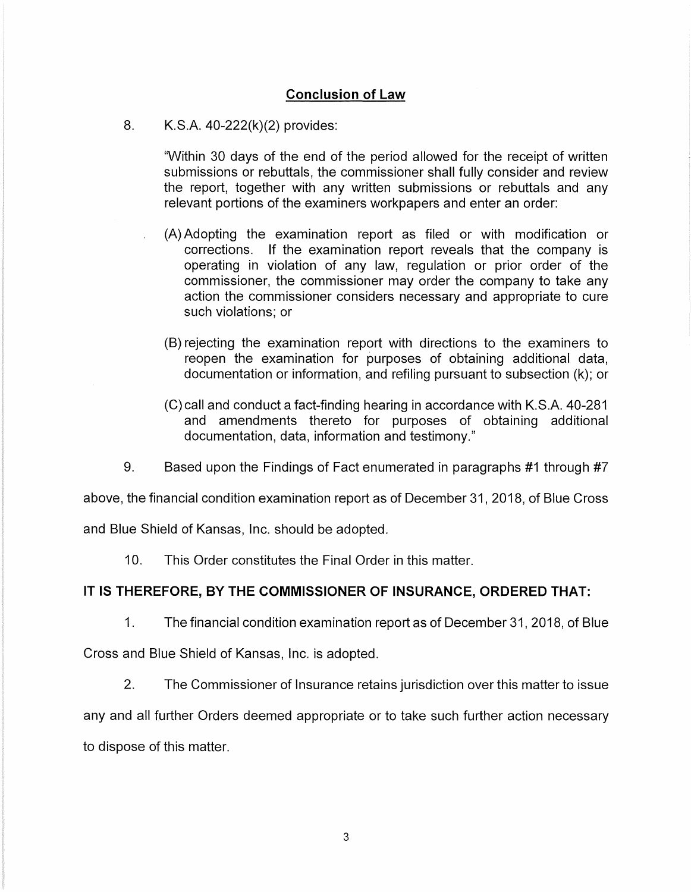## Conclusion of Law

8. K.S.A. 40-222(k)(2) provides:

> "Within 30 days of the end of the period allowed for the receipt of written submissions or rebuttals, the commissioner shall fully consider and review the report, together with any written submissions or rebuttals and any relevant portions of the examiners workpapers and enter an order:
>
> (A) Adopting the examination report as filed or with modification or corrections. If the examination report reveals that the company is operating in violation of any law, regulation or prior order of the commissioner, the commissioner may order the company to take any action the commissioner considers necessary and appropriate to cure such violations; or
>
> (B) rejecting the examination report with directions to the examiners to reopen the examination for purposes of obtaining additional data, documentation or information, and refiling pursuant to subsection (k); or
>
> (C) call and conduct a fact-finding hearing in accordance with K.S.A. 40-281 and amendments thereto for purposes of obtaining additional documentation, data, information and testimony."

9. Based upon the Findings of Fact enumerated in paragraphs #1 through #7 above, the financial condition examination report as of December 31, 2018, of Blue Cross and Blue Shield of Kansas, Inc. should be adopted.

10. This Order constitutes the Final Order in this matter.

**IT IS THEREFORE, BY THE COMMISSIONER OF INSURANCE, ORDERED THAT:**

1. The financial condition examination report as of December 31, 2018, of Blue Cross and Blue Shield of Kansas, Inc. is adopted.

2. The Commissioner of Insurance retains jurisdiction over this matter to issue any and all further Orders deemed appropriate or to take such further action necessary to dispose of this matter.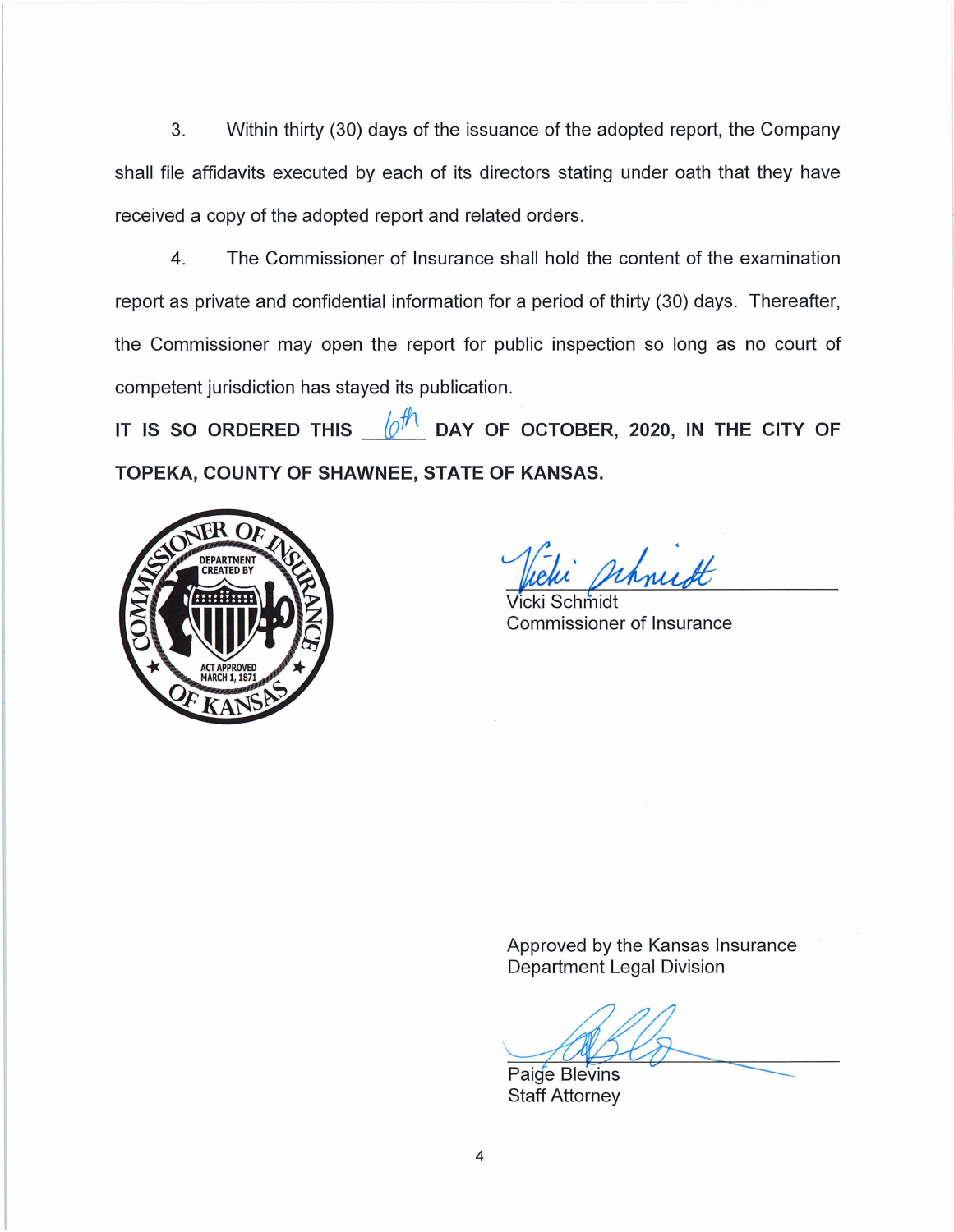3. Within thirty (30) days of the issuance of the adopted report, the Company shall file affidavits executed by each of its directors stating under oath that they have received a copy of the adopted report and related orders.

4. The Commissioner of Insurance shall hold the content of the examination report as private and confidential information for a period of thirty (30) days. Thereafter, the Commissioner may open the report for public inspection so long as no court of competent jurisdiction has stayed its publication.

**IT IS SO ORDERED THIS 6th DAY OF OCTOBER, 2020, IN THE CITY OF TOPEKA, COUNTY OF SHAWNEE, STATE OF KANSAS.**

Vicki Schmidt
Commissioner of Insurance

Approved by the Kansas Insurance Department Legal Division

Paige Blevins
Staff Attorney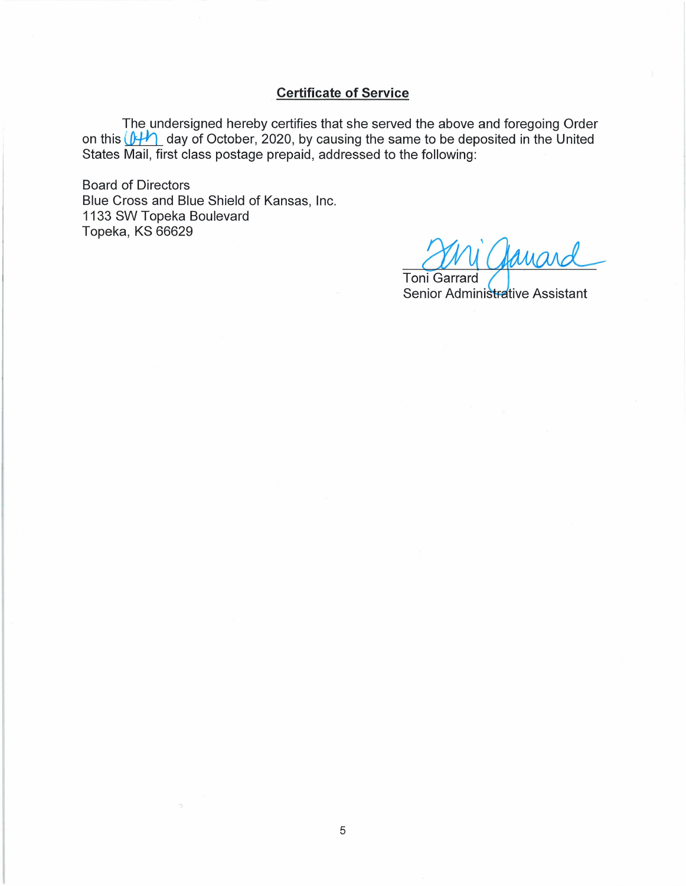## Certificate of Service

The undersigned hereby certifies that she served the above and foregoing Order on this 6th day of October, 2020, by causing the same to be deposited in the United States Mail, first class postage prepaid, addressed to the following:

Board of Directors
Blue Cross and Blue Shield of Kansas, Inc.
1133 SW Topeka Boulevard
Topeka, KS 66629

Toni Garrard
Senior Administrative Assistant